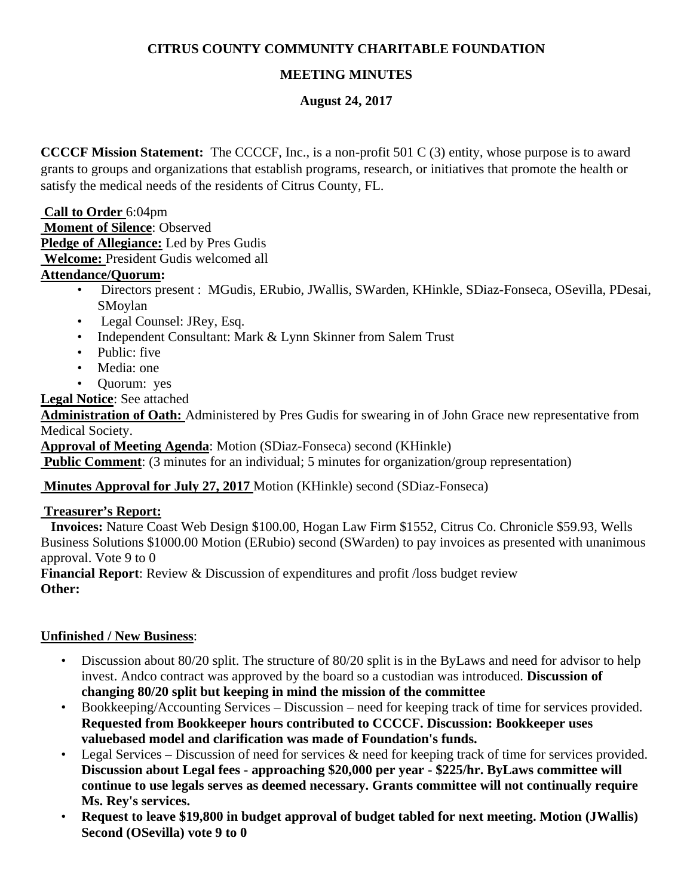**CITRUS COUNTY COMMUNITY CHARITABLE FOUNDATION**

**MEETING MINUTES**

**August 24, 2017**

**CCCCF Mission Statement:** The CCCCF, Inc., is a non-profit 501 C (3) entity, whose purpose is to award grants to groups and organizations that establish programs, research, or initiatives that promote the health or satisfy the medical needs of the residents of Citrus County, FL.

**Call to Order** 6:04pm
**Moment of Silence**: Observed
**Pledge of Allegiance:** Led by Pres Gudis
**Welcome:** President Gudis welcomed all
**Attendance/Quorum:**

- Directors present : MGudis, ERubio, JWallis, SWarden, KHinkle, SDiaz-Fonseca, OSevilla, PDesai, SMoylan
- Legal Counsel: JRey, Esq.
- Independent Consultant: Mark & Lynn Skinner from Salem Trust
- Public: five
- Media: one
- Quorum: yes

**Legal Notice**: See attached
**Administration of Oath:** Administered by Pres Gudis for swearing in of John Grace new representative from Medical Society.
**Approval of Meeting Agenda**: Motion (SDiaz-Fonseca) second (KHinkle)
**Public Comment**: (3 minutes for an individual; 5 minutes for organization/group representation)

**Minutes Approval for July 27, 2017** Motion (KHinkle) second (SDiaz-Fonseca)

**Treasurer's Report:**
**Invoices:** Nature Coast Web Design $100.00, Hogan Law Firm $1552, Citrus Co. Chronicle $59.93, Wells Business Solutions $1000.00 Motion (ERubio) second (SWarden) to pay invoices as presented with unanimous approval. Vote 9 to 0
**Financial Report**: Review & Discussion of expenditures and profit /loss budget review
**Other:**

**Unfinished / New Business**:

- Discussion about 80/20 split. The structure of 80/20 split is in the ByLaws and need for advisor to help invest. Andco contract was approved by the board so a custodian was introduced. **Discussion of changing 80/20 split but keeping in mind the mission of the committee**
- Bookkeeping/Accounting Services – Discussion – need for keeping track of time for services provided. **Requested from Bookkeeper hours contributed to CCCCF. Discussion: Bookkeeper uses valuebased model and clarification was made of Foundation's funds.**
- Legal Services – Discussion of need for services & need for keeping track of time for services provided. **Discussion about Legal fees - approaching $20,000 per year - $225/hr. ByLaws committee will continue to use legals serves as deemed necessary. Grants committee will not continually require Ms. Rey's services.**
- **Request to leave $19,800 in budget approval of budget tabled for next meeting. Motion (JWallis) Second (OSevilla) vote 9 to 0**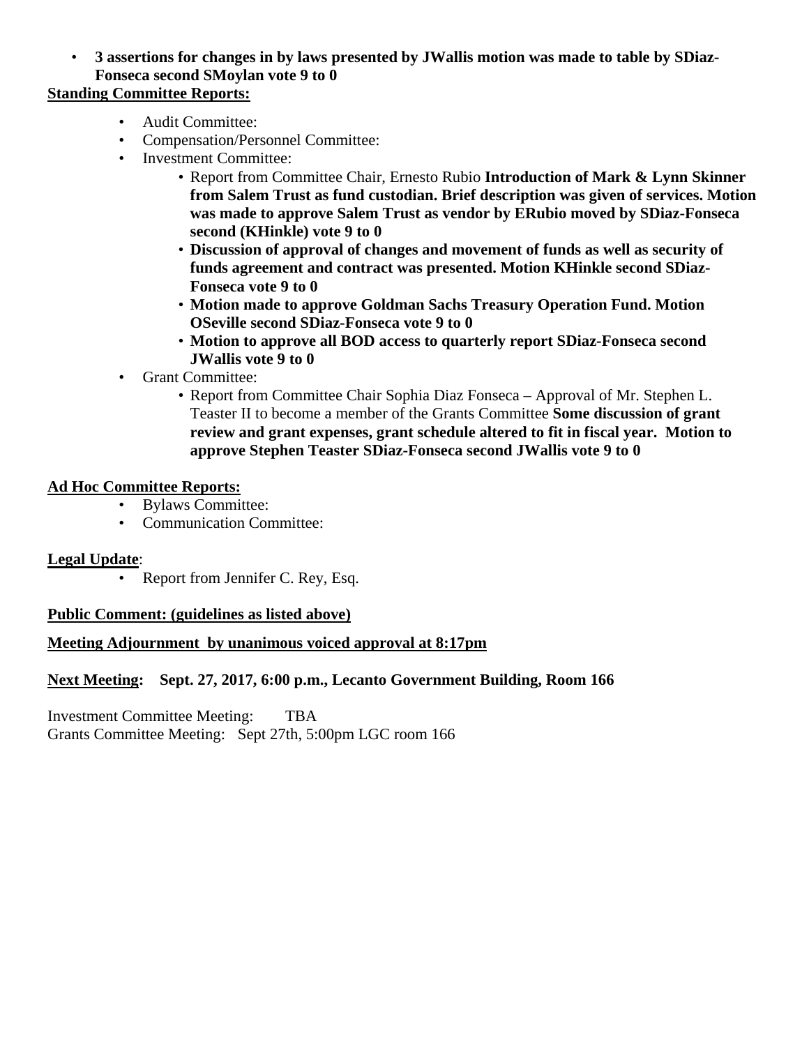- **3 assertions for changes in by laws presented by JWallis motion was made to table by SDiaz-Fonseca second SMoylan vote 9 to 0**

**Standing Committee Reports:**

- Audit Committee:
- Compensation/Personnel Committee:
- Investment Committee:
  - Report from Committee Chair, Ernesto Rubio **Introduction of Mark & Lynn Skinner from Salem Trust as fund custodian. Brief description was given of services. Motion was made to approve Salem Trust as vendor by ERubio moved by SDiaz-Fonseca second (KHinkle) vote 9 to 0**
  - **Discussion of approval of changes and movement of funds as well as security of funds agreement and contract was presented. Motion KHinkle second SDiaz-Fonseca vote 9 to 0**
  - **Motion made to approve Goldman Sachs Treasury Operation Fund. Motion OSeville second SDiaz-Fonseca vote 9 to 0**
  - **Motion to approve all BOD access to quarterly report SDiaz-Fonseca second JWallis vote 9 to 0**
- Grant Committee:
  - Report from Committee Chair Sophia Diaz Fonseca – Approval of Mr. Stephen L. Teaster II to become a member of the Grants Committee **Some discussion of grant review and grant expenses, grant schedule altered to fit in fiscal year. Motion to approve Stephen Teaster SDiaz-Fonseca second JWallis vote 9 to 0**

**Ad Hoc Committee Reports:**

- Bylaws Committee:
- Communication Committee:

**Legal Update**:

- Report from Jennifer C. Rey, Esq.

**Public Comment: (guidelines as listed above)**

**Meeting Adjournment by unanimous voiced approval at 8:17pm**

**Next Meeting: Sept. 27, 2017, 6:00 p.m., Lecanto Government Building, Room 166**

Investment Committee Meeting: TBA
Grants Committee Meeting: Sept 27th, 5:00pm LGC room 166